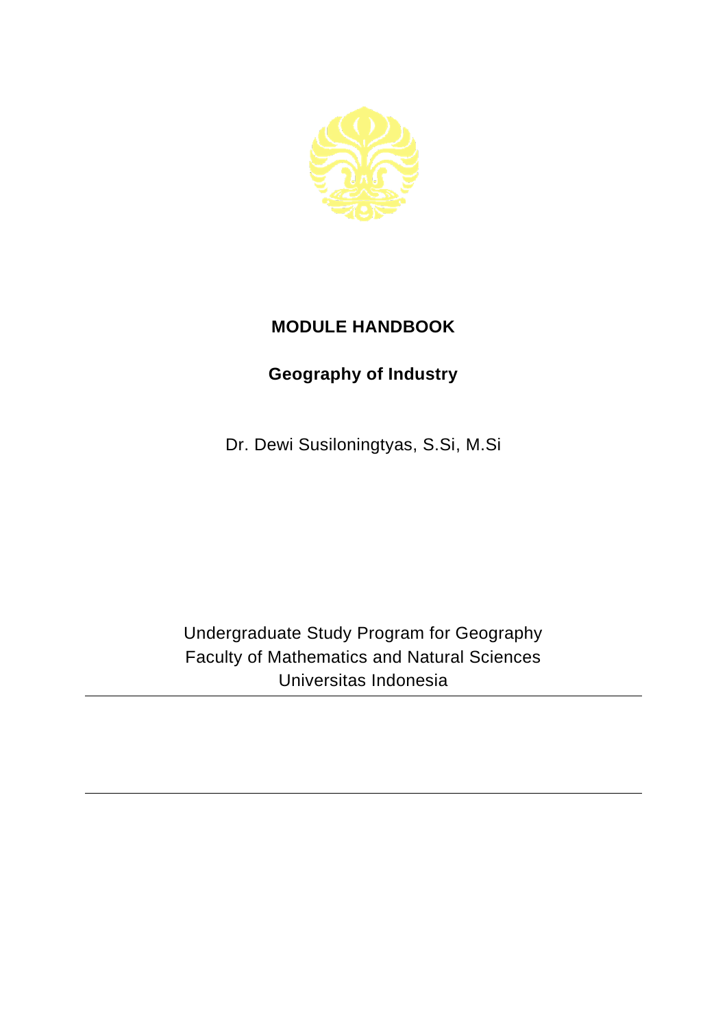# MODULE HANDBOOK

## Geography of Industry

Dr. Dewi Susiloningtyas, S.Si, M.Si

Undergraduate Study Program for Geography
Faculty of Mathematics and Natural Sciences
Universitas Indonesia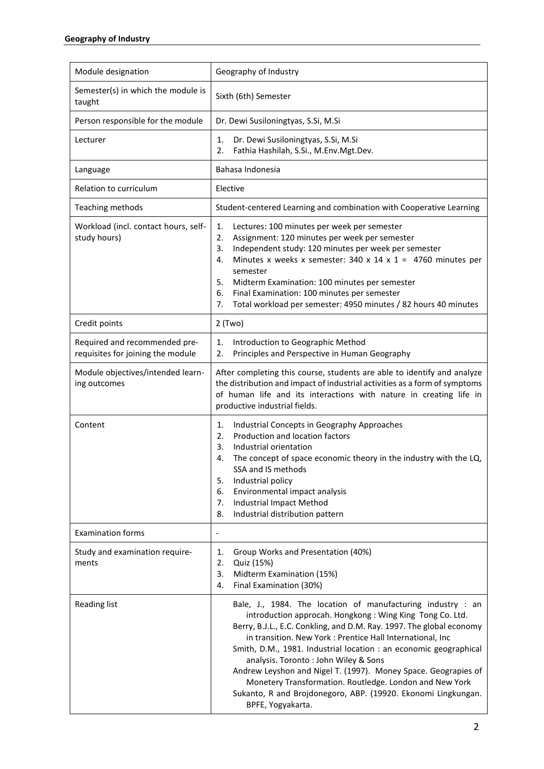| | |
|---|---|
| Module designation | Geography of Industry |
| Semester(s) in which the module is taught | Sixth (6th) Semester |
| Person responsible for the module | Dr. Dewi Susiloningtyas, S.Si, M.Si |
| Lecturer | 1. Dr. Dewi Susiloningtyas, S.Si, M.Si<br>2. Fathia Hashilah, S.Si., M.Env.Mgt.Dev. |
| Language | Bahasa Indonesia |
| Relation to curriculum | Elective |
| Teaching methods | Student-centered Learning and combination with Cooperative Learning |
| Workload (incl. contact hours, self-study hours) | 1. Lectures: 100 minutes per week per semester<br>2. Assignment: 120 minutes per week per semester<br>3. Independent study: 120 minutes per week per semester<br>4. Minutes x weeks x semester: 340 x 14 x 1 = 4760 minutes per semester<br>5. Midterm Examination: 100 minutes per semester<br>6. Final Examination: 100 minutes per semester<br>7. Total workload per semester: 4950 minutes / 82 hours 40 minutes |
| Credit points | 2 (Two) |
| Required and recommended pre-requisites for joining the module | 1. Introduction to Geographic Method<br>2. Principles and Perspective in Human Geography |
| Module objectives/intended learning outcomes | After completing this course, students are able to identify and analyze the distribution and impact of industrial activities as a form of symptoms of human life and its interactions with nature in creating life in productive industrial fields. |
| Content | 1. Industrial Concepts in Geography Approaches<br>2. Production and location factors<br>3. Industrial orientation<br>4. The concept of space economic theory in the industry with the LQ, SSA and IS methods<br>5. Industrial policy<br>6. Environmental impact analysis<br>7. Industrial Impact Method<br>8. Industrial distribution pattern |
| Examination forms | - |
| Study and examination requirements | 1. Group Works and Presentation (40%)<br>2. Quiz (15%)<br>3. Midterm Examination (15%)<br>4. Final Examination (30%) |
| Reading list | Bale, J., 1984. The location of manufacturing industry : an introduction approcah. Hongkong : Wing King Tong Co. Ltd.<br>Berry, B.J.L., E.C. Conkling, and D.M. Ray. 1997. The global economy in transition. New York : Prentice Hall International, Inc<br>Smith, D.M., 1981. Industrial location : an economic geographical analysis. Toronto : John Wiley & Sons<br>Andrew Leyshon and Nigel T. (1997). Money Space. Geograpies of Monetery Transformation. Routledge. London and New York<br>Sukanto, R and Brojdonegoro, ABP. (19920. Ekonomi Lingkungan. BPFE, Yogyakarta. |